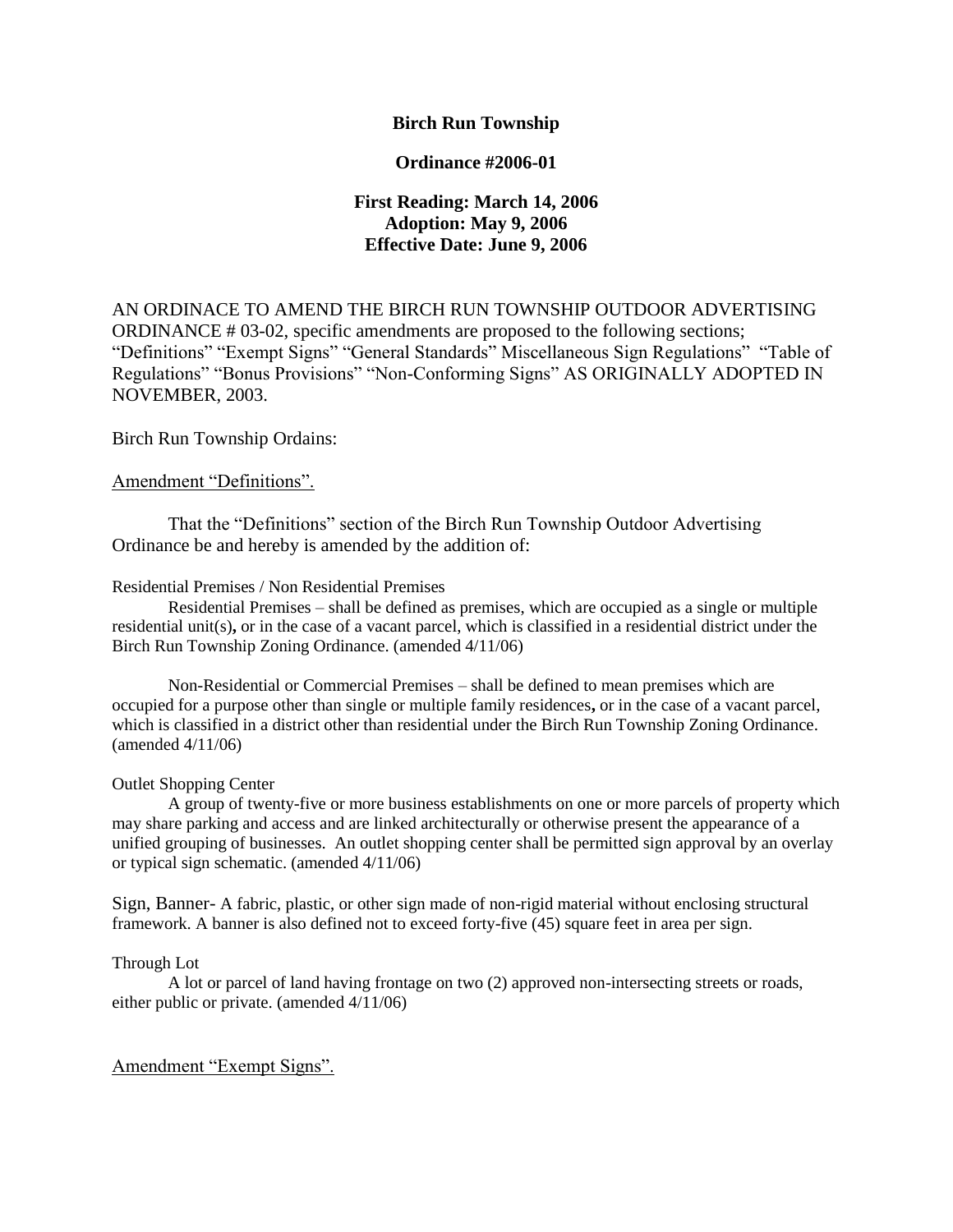**Birch Run Township**

**Ordinance #2006-01**

**First Reading: March 14, 2006**
**Adoption: May 9, 2006**
**Effective Date: June 9, 2006**

AN ORDINACE TO AMEND THE BIRCH RUN TOWNSHIP OUTDOOR ADVERTISING ORDINANCE # 03-02, specific amendments are proposed to the following sections; "Definitions" "Exempt Signs" "General Standards" Miscellaneous Sign Regulations" "Table of Regulations" "Bonus Provisions" "Non-Conforming Signs" AS ORIGINALLY ADOPTED IN NOVEMBER, 2003.

Birch Run Township Ordains:

<u>Amendment "Definitions".</u>

That the "Definitions" section of the Birch Run Township Outdoor Advertising Ordinance be and hereby is amended by the addition of:

Residential Premises / Non Residential Premises

Residential Premises – shall be defined as premises, which are occupied as a single or multiple residential unit(s)**,** or in the case of a vacant parcel, which is classified in a residential district under the Birch Run Township Zoning Ordinance. (amended 4/11/06)

Non-Residential or Commercial Premises – shall be defined to mean premises which are occupied for a purpose other than single or multiple family residences**,** or in the case of a vacant parcel, which is classified in a district other than residential under the Birch Run Township Zoning Ordinance. (amended 4/11/06)

Outlet Shopping Center

A group of twenty-five or more business establishments on one or more parcels of property which may share parking and access and are linked architecturally or otherwise present the appearance of a unified grouping of businesses. An outlet shopping center shall be permitted sign approval by an overlay or typical sign schematic. (amended 4/11/06)

Sign, Banner- A fabric, plastic, or other sign made of non-rigid material without enclosing structural framework. A banner is also defined not to exceed forty-five (45) square feet in area per sign.

Through Lot

A lot or parcel of land having frontage on two (2) approved non-intersecting streets or roads, either public or private. (amended 4/11/06)

<u>Amendment "Exempt Signs".</u>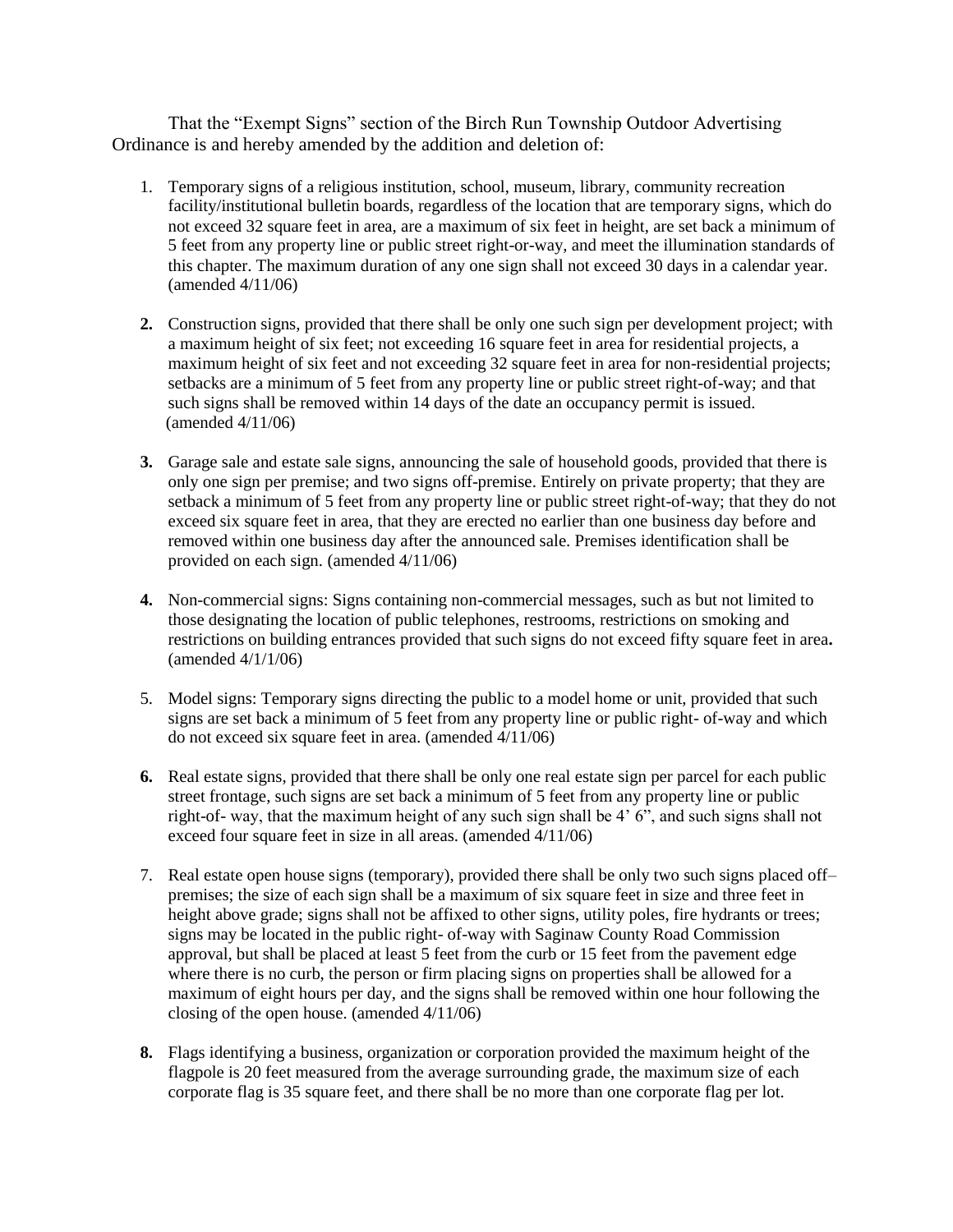That the “Exempt Signs” section of the Birch Run Township Outdoor Advertising Ordinance is and hereby amended by the addition and deletion of:

1. Temporary signs of a religious institution, school, museum, library, community recreation facility/institutional bulletin boards, regardless of the location that are temporary signs, which do not exceed 32 square feet in area, are a maximum of six feet in height, are set back a minimum of 5 feet from any property line or public street right-or-way, and meet the illumination standards of this chapter. The maximum duration of any one sign shall not exceed 30 days in a calendar year. (amended 4/11/06)

2. Construction signs, provided that there shall be only one such sign per development project; with a maximum height of six feet; not exceeding 16 square feet in area for residential projects, a maximum height of six feet and not exceeding 32 square feet in area for non-residential projects; setbacks are a minimum of 5 feet from any property line or public street right-of-way; and that such signs shall be removed within 14 days of the date an occupancy permit is issued. (amended 4/11/06)

3. Garage sale and estate sale signs, announcing the sale of household goods, provided that there is only one sign per premise; and two signs off-premise. Entirely on private property; that they are setback a minimum of 5 feet from any property line or public street right-of-way; that they do not exceed six square feet in area, that they are erected no earlier than one business day before and removed within one business day after the announced sale. Premises identification shall be provided on each sign. (amended 4/11/06)

4. Non-commercial signs: Signs containing non-commercial messages, such as but not limited to those designating the location of public telephones, restrooms, restrictions on smoking and restrictions on building entrances provided that such signs do not exceed fifty square feet in area**.** (amended 4/1/1/06)

5. Model signs: Temporary signs directing the public to a model home or unit, provided that such signs are set back a minimum of 5 feet from any property line or public right- of-way and which do not exceed six square feet in area. (amended 4/11/06)

6. Real estate signs, provided that there shall be only one real estate sign per parcel for each public street frontage, such signs are set back a minimum of 5 feet from any property line or public right-of- way, that the maximum height of any such sign shall be 4’ 6”, and such signs shall not exceed four square feet in size in all areas. (amended 4/11/06)

7. Real estate open house signs (temporary), provided there shall be only two such signs placed off–premises; the size of each sign shall be a maximum of six square feet in size and three feet in height above grade; signs shall not be affixed to other signs, utility poles, fire hydrants or trees; signs may be located in the public right- of-way with Saginaw County Road Commission approval, but shall be placed at least 5 feet from the curb or 15 feet from the pavement edge where there is no curb, the person or firm placing signs on properties shall be allowed for a maximum of eight hours per day, and the signs shall be removed within one hour following the closing of the open house. (amended 4/11/06)

8. Flags identifying a business, organization or corporation provided the maximum height of the flagpole is 20 feet measured from the average surrounding grade, the maximum size of each corporate flag is 35 square feet, and there shall be no more than one corporate flag per lot.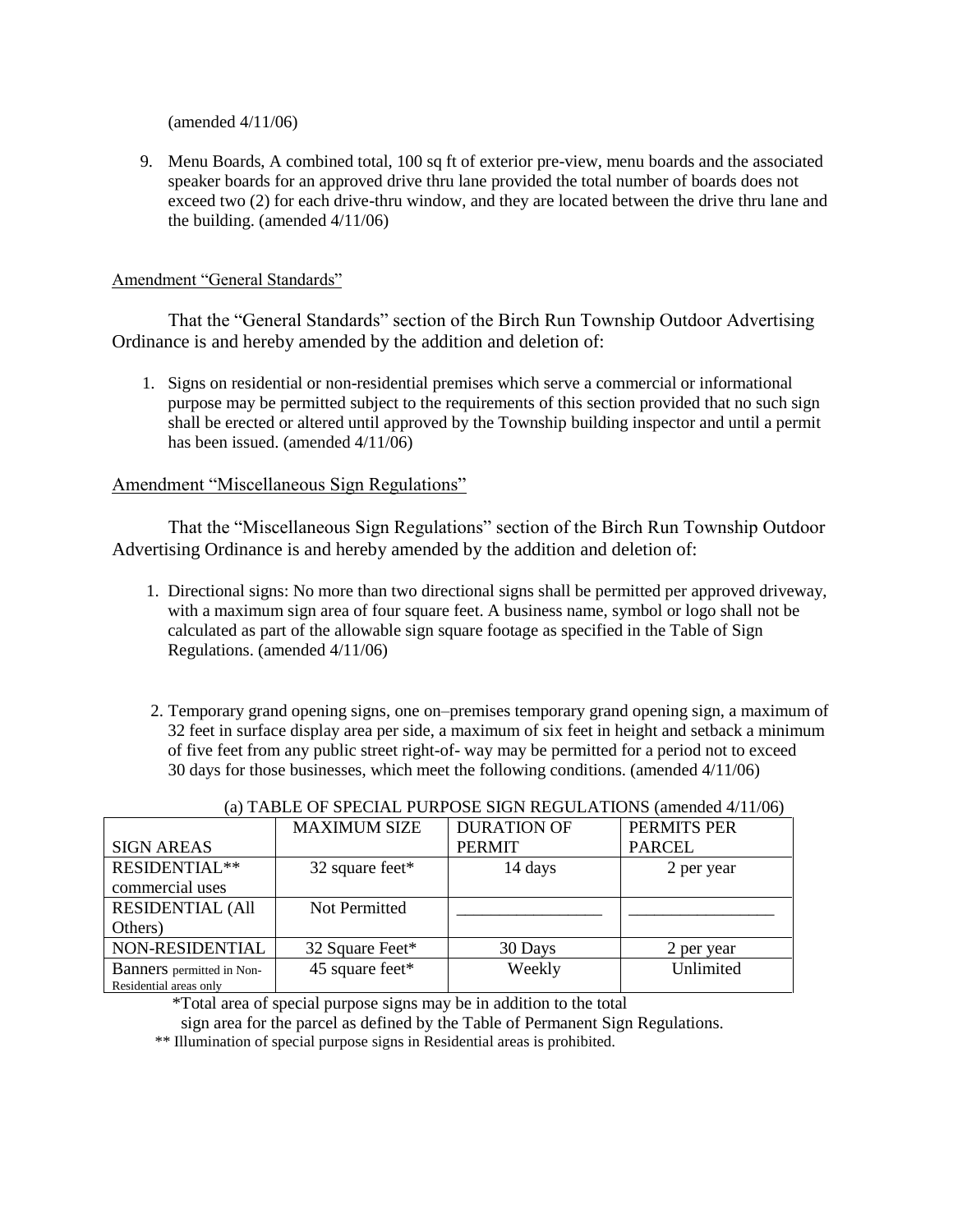(amended 4/11/06)

9. Menu Boards, A combined total, 100 sq ft of exterior pre-view, menu boards and the associated speaker boards for an approved drive thru lane provided the total number of boards does not exceed two (2) for each drive-thru window, and they are located between the drive thru lane and the building. (amended 4/11/06)

Amendment “General Standards”

That the “General Standards” section of the Birch Run Township Outdoor Advertising Ordinance is and hereby amended by the addition and deletion of:

1. Signs on residential or non-residential premises which serve a commercial or informational purpose may be permitted subject to the requirements of this section provided that no such sign shall be erected or altered until approved by the Township building inspector and until a permit has been issued. (amended 4/11/06)

Amendment “Miscellaneous Sign Regulations”

That the “Miscellaneous Sign Regulations” section of the Birch Run Township Outdoor Advertising Ordinance is and hereby amended by the addition and deletion of:

1. Directional signs: No more than two directional signs shall be permitted per approved driveway, with a maximum sign area of four square feet. A business name, symbol or logo shall not be calculated as part of the allowable sign square footage as specified in the Table of Sign Regulations. (amended 4/11/06)

2. Temporary grand opening signs, one on–premises temporary grand opening sign, a maximum of 32 feet in surface display area per side, a maximum of six feet in height and setback a minimum of five feet from any public street right-of- way may be permitted for a period not to exceed 30 days for those businesses, which meet the following conditions. (amended 4/11/06)

(a) TABLE OF SPECIAL PURPOSE SIGN REGULATIONS (amended 4/11/06)

| SIGN AREAS | MAXIMUM SIZE | DURATION OF PERMIT | PERMITS PER PARCEL |
|---|---|---|---|
| RESIDENTIAL** commercial uses | 32 square feet* | 14 days | 2 per year |
| RESIDENTIAL (All Others) | Not Permitted | _________________ | _________________ |
| NON-RESIDENTIAL | 32 Square Feet* | 30 Days | 2 per year |
| Banners permitted in Non-Residential areas only | 45 square feet* | Weekly | Unlimited |

*Total area of special purpose signs may be in addition to the total sign area for the parcel as defined by the Table of Permanent Sign Regulations.

** Illumination of special purpose signs in Residential areas is prohibited.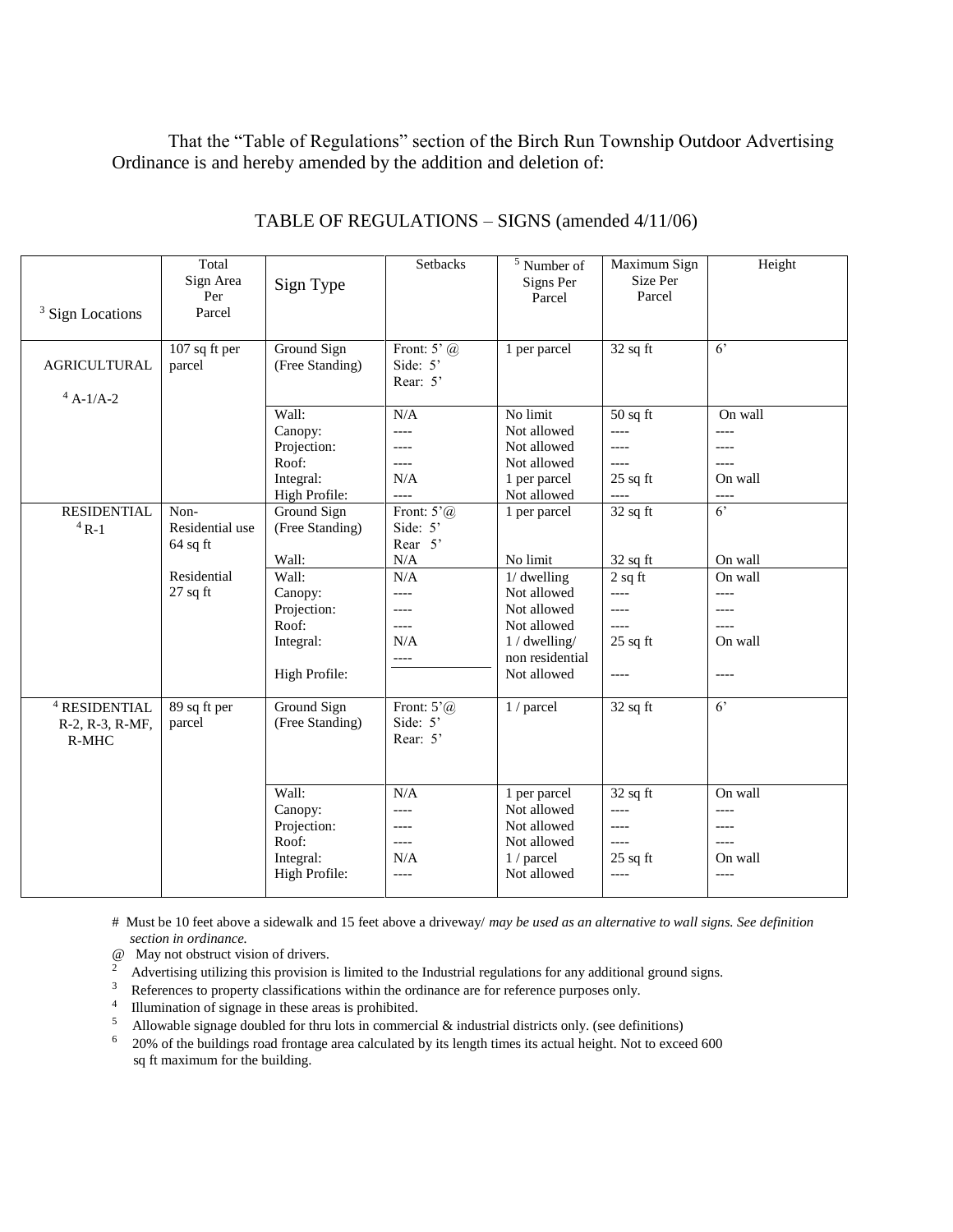That the "Table of Regulations" section of the Birch Run Township Outdoor Advertising Ordinance is and hereby amended by the addition and deletion of:

## TABLE OF REGULATIONS – SIGNS (amended 4/11/06)

| [3] Sign Locations | Total Sign Area Per Parcel | Sign Type | Setbacks | [5] Number of Signs Per Parcel | Maximum Sign Size Per Parcel | Height |
|---|---|---|---|---|---|---|
| AGRICULTURAL [4] A-1/A-2 | 107 sq ft per parcel | Ground Sign (Free Standing) | Front: 5' @<br>Side: 5'<br>Rear: 5' | 1 per parcel | 32 sq ft | 6' |
| | | Wall:<br>Canopy:<br>Projection:<br>Roof:<br>Integral:<br>High Profile: | N/A<br>----<br>----<br>----<br>N/A<br>---- | No limit<br>Not allowed<br>Not allowed<br>Not allowed<br>1 per parcel<br>Not allowed | 50 sq ft<br>----<br>----<br>----<br>25 sq ft<br>---- | On wall<br>----<br>----<br>----<br>On wall<br>---- |
| RESIDENTIAL [4] R-1 | Non-Residential use 64 sq ft | Ground Sign (Free Standing)<br>Wall: | Front: 5'@<br>Side: 5'<br>Rear 5'<br>N/A | 1 per parcel<br>No limit | 32 sq ft<br>32 sq ft | 6'<br>On wall |
| | Residential 27 sq ft | Wall:<br>Canopy:<br>Projection:<br>Roof:<br>Integral:<br>High Profile: | N/A<br>----<br>----<br>----<br>N/A<br>---- | 1/ dwelling<br>Not allowed<br>Not allowed<br>Not allowed<br>1 / dwelling/ non residential<br>Not allowed | 2 sq ft<br>----<br>----<br>----<br>25 sq ft<br>---- | On wall<br>----<br>----<br>----<br>On wall<br>---- |
| [4] RESIDENTIAL R-2, R-3, R-MF, R-MHC | 89 sq ft per parcel | Ground Sign (Free Standing) | Front: 5'@<br>Side: 5'<br>Rear: 5' | 1 / parcel | 32 sq ft | 6' |
| | | Wall:<br>Canopy:<br>Projection:<br>Roof:<br>Integral:<br>High Profile: | N/A<br>----<br>----<br>----<br>N/A<br>---- | 1 per parcel<br>Not allowed<br>Not allowed<br>Not allowed<br>1 / parcel<br>Not allowed | 32 sq ft<br>----<br>----<br>----<br>25 sq ft<br>---- | On wall<br>----<br>----<br>----<br>On wall<br>---- |

\# Must be 10 feet above a sidewalk and 15 feet above a driveway/ *may be used as an alternative to wall signs. See definition section in ordinance.*

@ May not obstruct vision of drivers.

[2] Advertising utilizing this provision is limited to the Industrial regulations for any additional ground signs.

[3] References to property classifications within the ordinance are for reference purposes only.

[4] Illumination of signage in these areas is prohibited.

[5] Allowable signage doubled for thru lots in commercial & industrial districts only. (see definitions)

[6] 20% of the buildings road frontage area calculated by its length times its actual height. Not to exceed 600 sq ft maximum for the building.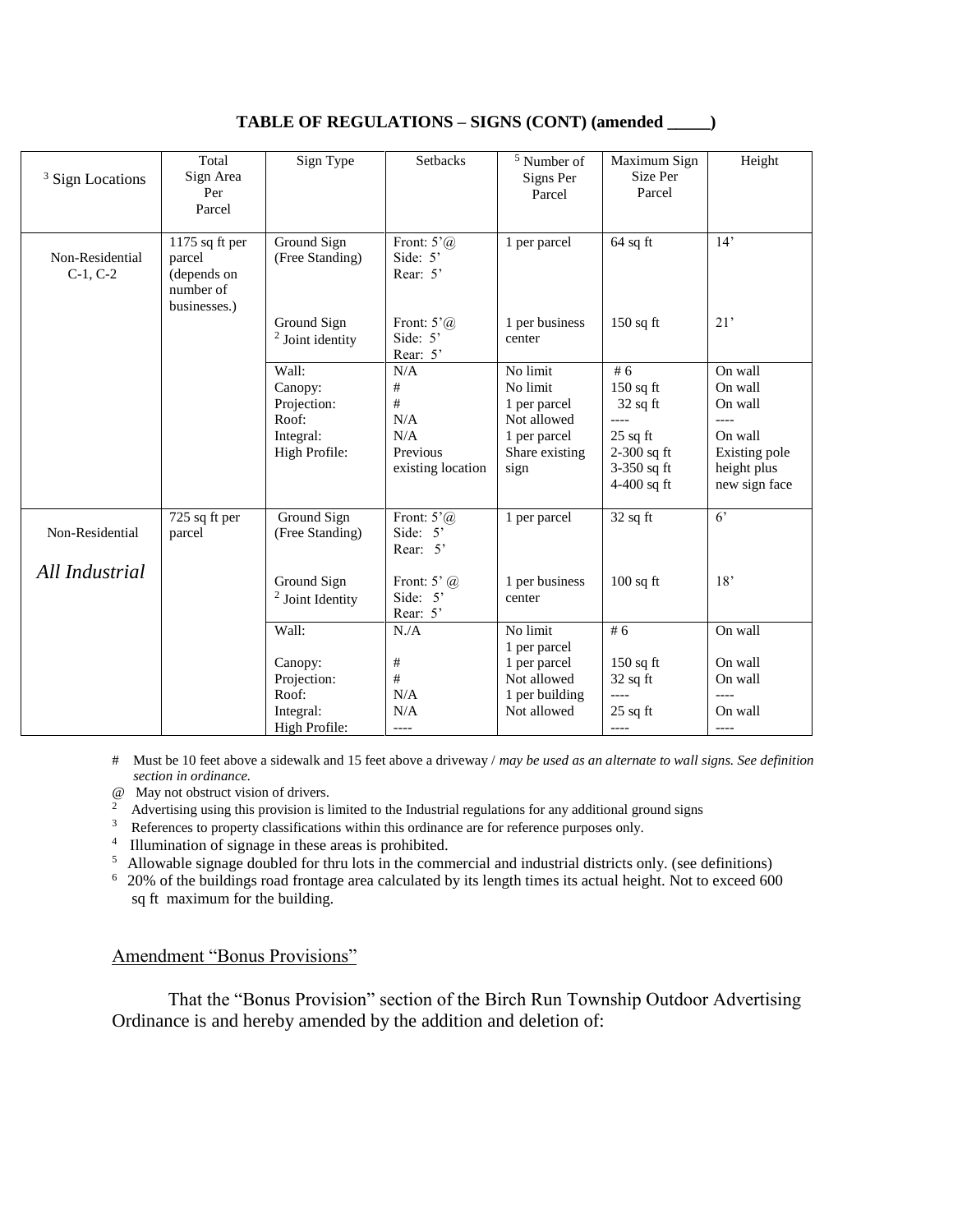**TABLE OF REGULATIONS – SIGNS (CONT) (amended _____)**

| [3] Sign Locations | Total Sign Area Per Parcel | Sign Type | Setbacks | [5] Number of Signs Per Parcel | Maximum Sign Size Per Parcel | Height |
|---|---|---|---|---|---|---|
| Non-Residential C-1, C-2 | 1175 sq ft per parcel (depends on number of businesses.) | Ground Sign (Free Standing) | Front: 5'@ Side: 5' Rear: 5' | 1 per parcel | 64 sq ft | 14' |
| | | Ground Sign [2] Joint identity | Front: 5'@ Side: 5' Rear: 5' | 1 per business center | 150 sq ft | 21' |
| | | Wall: | N/A | No limit | # 6 | On wall |
| | | Canopy: | # | No limit | 150 sq ft | On wall |
| | | Projection: | # | 1 per parcel | 32 sq ft | On wall |
| | | Roof: | N/A | Not allowed | ---- | ---- |
| | | Integral: | N/A | 1 per parcel | 25 sq ft | On wall |
| | | High Profile: | Previous existing location | Share existing sign | 2-300 sq ft 3-350 sq ft 4-400 sq ft | Existing pole height plus new sign face |
| Non-Residential *All Industrial* | 725 sq ft per parcel | Ground Sign (Free Standing) | Front: 5'@ Side: 5' Rear: 5' | 1 per parcel | 32 sq ft | 6' |
| | | Ground Sign [2] Joint Identity | Front: 5' @ Side: 5' Rear: 5' | 1 per business center | 100 sq ft | 18' |
| | | Wall: | N./A | No limit 1 per parcel | # 6 | On wall |
| | | Canopy: | # | 1 per parcel | 150 sq ft | On wall |
| | | Projection: | # | Not allowed | 32 sq ft | On wall |
| | | Roof: | N/A | 1 per building | ---- | ---- |
| | | Integral: | N/A | Not allowed | 25 sq ft | On wall |
| | | High Profile: | ---- | | ---- | ---- |

\# Must be 10 feet above a sidewalk and 15 feet above a driveway / *may be used as an alternate to wall signs. See definition section in ordinance.*

@ May not obstruct vision of drivers.

[2] Advertising using this provision is limited to the Industrial regulations for any additional ground signs

[3] References to property classifications within this ordinance are for reference purposes only.

[4] Illumination of signage in these areas is prohibited.

[5] Allowable signage doubled for thru lots in the commercial and industrial districts only. (see definitions)

[6] 20% of the buildings road frontage area calculated by its length times its actual height. Not to exceed 600 sq ft maximum for the building.

<u>Amendment "Bonus Provisions"</u>

That the "Bonus Provision" section of the Birch Run Township Outdoor Advertising Ordinance is and hereby amended by the addition and deletion of: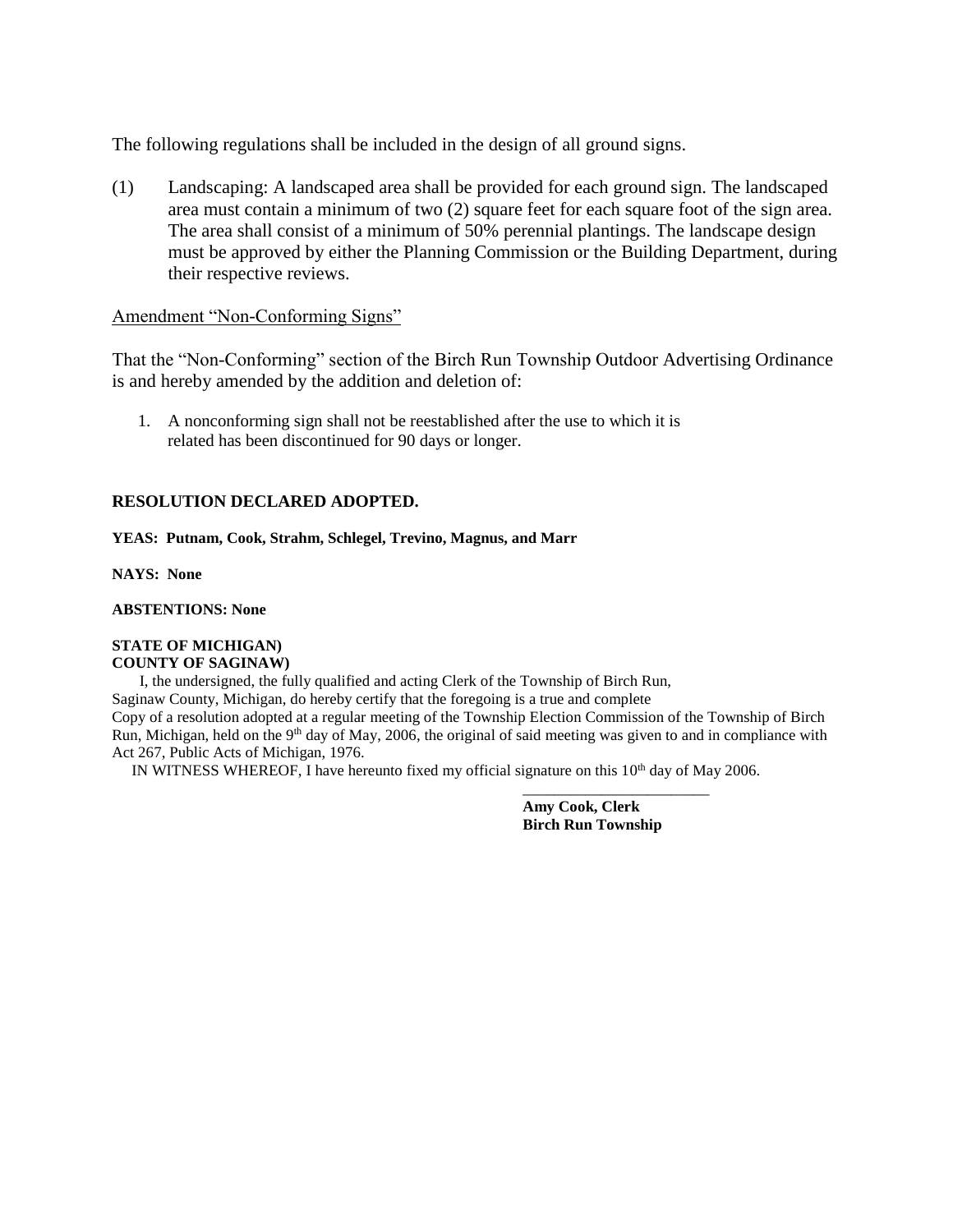The following regulations shall be included in the design of all ground signs.

(1) Landscaping: A landscaped area shall be provided for each ground sign. The landscaped area must contain a minimum of two (2) square feet for each square foot of the sign area. The area shall consist of a minimum of 50% perennial plantings. The landscape design must be approved by either the Planning Commission or the Building Department, during their respective reviews.

<u>Amendment "Non-Conforming Signs"</u>

That the "Non-Conforming" section of the Birch Run Township Outdoor Advertising Ordinance is and hereby amended by the addition and deletion of:

1. A nonconforming sign shall not be reestablished after the use to which it is related has been discontinued for 90 days or longer.

**RESOLUTION DECLARED ADOPTED.**

**YEAS: Putnam, Cook, Strahm, Schlegel, Trevino, Magnus, and Marr**

**NAYS: None**

**ABSTENTIONS: None**

**STATE OF MICHIGAN)**
**COUNTY OF SAGINAW)**

I, the undersigned, the fully qualified and acting Clerk of the Township of Birch Run, Saginaw County, Michigan, do hereby certify that the foregoing is a true and complete Copy of a resolution adopted at a regular meeting of the Township Election Commission of the Township of Birch Run, Michigan, held on the 9th day of May, 2006, the original of said meeting was given to and in compliance with Act 267, Public Acts of Michigan, 1976.

IN WITNESS WHEREOF, I have hereunto fixed my official signature on this 10th day of May 2006.

\_\_\_\_\_\_\_\_\_\_\_\_\_\_\_\_\_\_\_\_\_\_\_\_

**Amy Cook, Clerk**
**Birch Run Township**